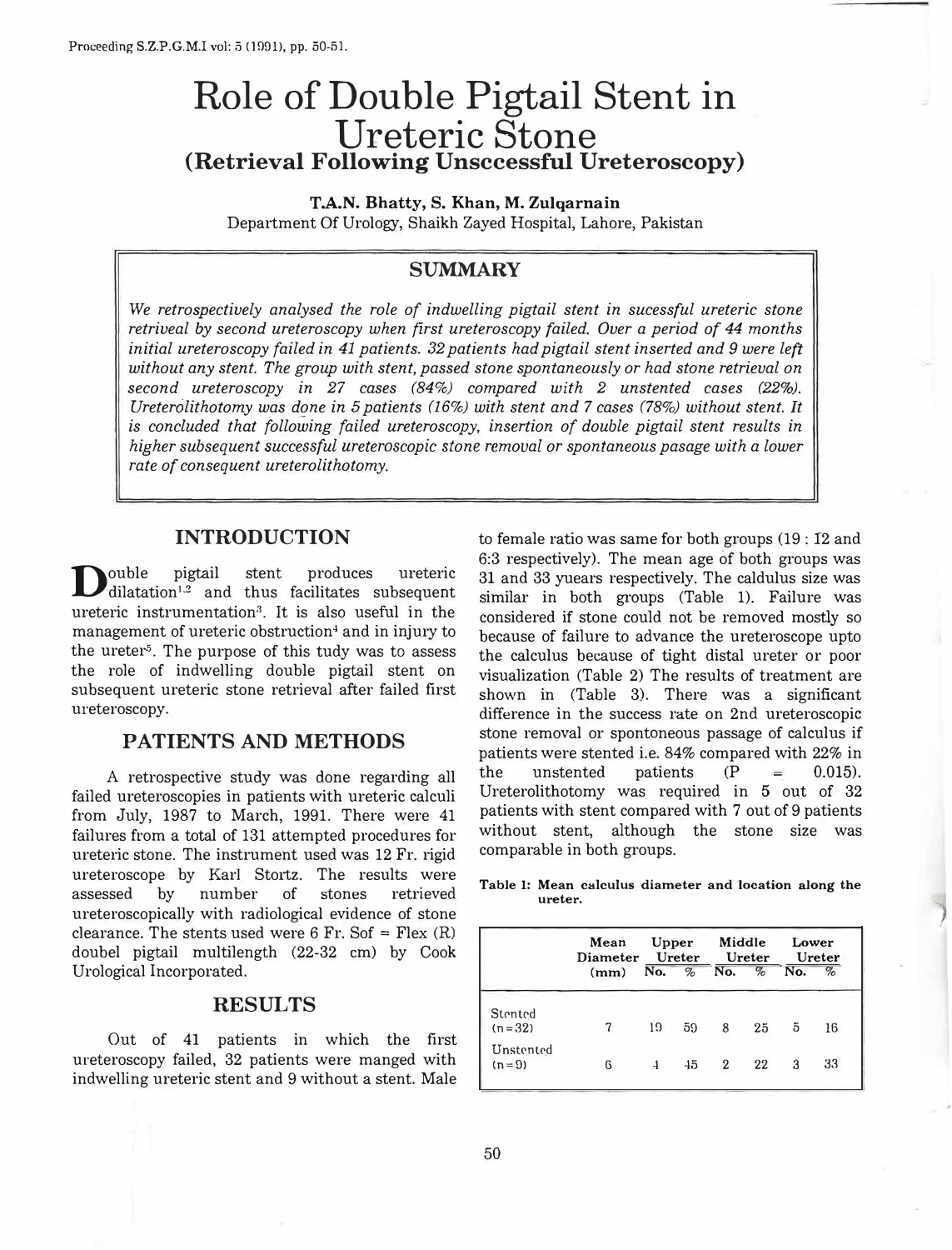# Role of Double Pigtail Stent in Ureteric Stone
## (Retrieval Following Unsccessful Ureteroscopy)

**T.A.N. Bhatty, S. Khan, M. Zulqarnain**
Department Of Urology, Shaikh Zayed Hospital, Lahore, Pakistan

### SUMMARY

*We retrospectively analysed the role of indwelling pigtail stent in sucessful ureteric stone retrieval by second ureteroscopy when first ureteroscopy failed. Over a period of 44 months initial ureteroscopy failed in 41 patients. 32 patients had pigtail stent inserted and 9 were left without any stent. The group with stent, passed stone spontaneously or had stone retrieval on second ureteroscopy in 27 cases (84%) compared with 2 unstented cases (22%). Ureterolithotomy was done in 5 patients (16%) with stent and 7 cases (78%) without stent. It is concluded that following failed ureteroscopy, insertion of double pigtail stent results in higher subsequent successful ureteroscopic stone removal or spontaneous pasage with a lower rate of consequent ureterolithotomy.*

## INTRODUCTION

Double pigtail stent produces ureteric dilatation[1,2] and thus facilitates subsequent ureteric instrumentation[3]. It is also useful in the management of ureteric obstruction[4] and in injury to the ureter[5]. The purpose of this tudy was to assess the role of indwelling double pigtail stent on subsequent ureteric stone retrieval after failed first ureteroscopy.

## PATIENTS AND METHODS

A retrospective study was done regarding all failed ureteroscopies in patients with ureteric calculi from July, 1987 to March, 1991. There were 41 failures from a total of 131 attempted procedures for ureteric stone. The instrument used was 12 Fr. rigid ureteroscope by Karl Stortz. The results were assessed by number of stones retrieved ureteroscopically with radiological evidence of stone clearance. The stents used were 6 Fr. Sof = Flex (R) doubel pigtail multilength (22-32 cm) by Cook Urological Incorporated.

## RESULTS

Out of 41 patients in which the first ureteroscopy failed, 32 patients were manged with indwelling ureteric stent and 9 without a stent. Male to female ratio was same for both groups (19 : 12 and 6:3 respectively). The mean age of both groups was 31 and 33 yuears respectively. The caldulus size was similar in both groups (Table 1). Failure was considered if stone could not be removed mostly so because of failure to advance the ureteroscope upto the calculus because of tight distal ureter or poor visualization (Table 2) The results of treatment are shown in (Table 3). There was a significant difference in the success rate on 2nd ureteroscopic stone removal or spontoneous passage of calculus if patients were stented i.e. 84% compared with 22% in the unstented patients ($P = 0.015$). Ureterolithotomy was required in 5 out of 32 patients with stent compared with 7 out of 9 patients without stent, although the stone size was comparable in both groups.

**Table 1: Mean calculus diameter and location along the ureter.**

| | Mean Diameter (mm) | Upper Ureter | | Middle Ureter | | Lower Ureter | |
|---|---|---|---|---|---|---|---|
| | | No. | % | No. | % | No. | % |
| Stented (n=32) | 7 | 19 | 59 | 8 | 25 | 5 | 16 |
| Unstented (n=9) | 6 | 4 | 45 | 2 | 22 | 3 | 33 |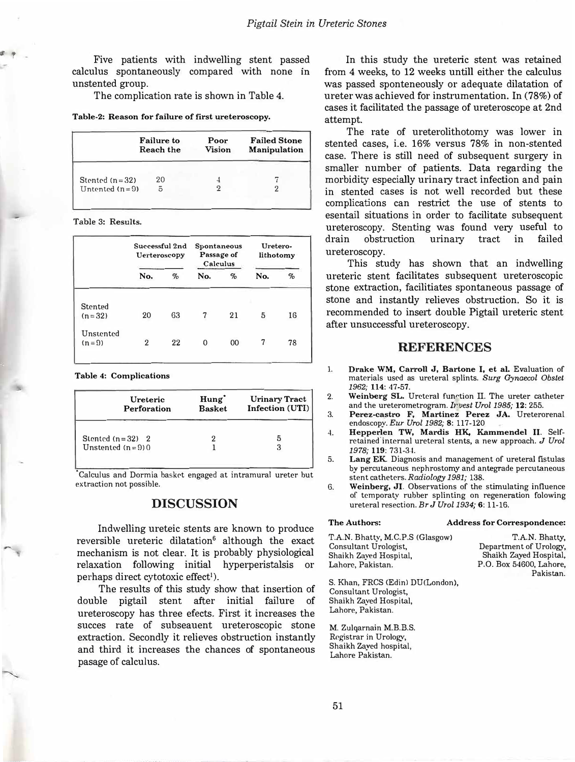Five patients with indwelling stent passed calculus spontaneously compared with none in unstented group.

The complication rate is shown in Table 4.

**Table-2: Reason for failure of first ureteroscopy.**

| | Failure to Reach the | Poor Vision | Failed Stone Manipulation |
|---|---|---|---|
| Stented (n=32) | 20 | 4 | 7 |
| Untented (n=9) | 5 | 2 | 2 |

**Table 3: Results.**

| | Successful 2nd Uerteroscopy | | Spontaneous Passage of Calculus | | Uretero-lithotomy | |
|---|---|---|---|---|---|---|
| | No. | % | No. | % | No. | % |
| Stented (n=32) | 20 | 63 | 7 | 21 | 5 | 16 |
| Unstented (n=9) | 2 | 22 | 0 | 00 | 7 | 78 |

**Table 4: Complications**

| | Ureteric Perforation | Hung* Basket | Urinary Tract Infection (UTI) |
|---|---|---|---|
| Stented (n=32) | 2 | 2 | 5 |
| Unstented (n=9) | 0 | 1 | 3 |

*Calculus and Dormia basket engaged at intramural ureter but extraction not possible.

## DISCUSSION

Indwelling ureteic stents are known to produce reversible ureteric dilatation[6] although the exact mechanism is not clear. It is probably physiological relaxation following initial hyperperistalsis or perhaps direct cytotoxic effect[1]).

The results of this study show that insertion of double pigtail stent after initial failure of ureteroscopy has three efects. First it increases the succes rate of subseauent ureteroscopic stone extraction. Secondly it relieves obstruction instantly and third it increases the chances of spontaneous passage of calculus.

In this study the ureteric stent was retained from 4 weeks, to 12 weeks untill either the calculus was passed sponteneously or adequate dilatation of ureter was achieved for instrumentation. In (78%) of cases it facilitated the passage of ureteroscope at 2nd attempt.

The rate of ureterolithotomy was lower in stented cases, i.e. 16% versus 78% in non-stented case. There is still need of subsequent surgery in smaller number of patients. Data regarding the morbidity especially urinary tract infection and pain in stented cases is not well recorded but these complications can restrict the use of stents to esentail situations in order to facilitate subsequent ureteroscopy. Stenting was found very useful to drain obstruction urinary tract in failed ureteroscopy.

This study has shown that an indwelling ureteric stent facilitates subsequent ureteroscopic stone extraction, faciliatiates spontaneous passage of stone and instantly relieves obstruction. So it is recommended to insert double Pigtail ureteric stent after unsuccessful ureteroscopy.

## REFERENCES

1. **Drake WM, Carroll J, Bartone I, et al.** Evaluation of materials used as ureteral splints. *Surg Gynaecol Obstet 1962;* **114**: 47-57.
2. **Weinberg SL.** Ureteral function II. The ureter catheter and the ureterometrogram. *Invest Urol 1985;* **12**: 255.
3. **Perez-castro F, Martinez Perez JA.** Ureterorenal endoscopy. *Eur Urol 1982;* **8**: 117-120
4. **Hepperlen TW, Mardis HK, Kammendel II.** Self-retained internal ureteral stents, a new approach. *J Urol 1978;* **119**: 731-34.
5. **Lang EK.** Diagnosis and management of ureteral fistulas by percutaneous nephrostomy and antegrade percutaneous stent catheters. *Radiology 1981;* 138.
6. **Weinberg, JI.** Observations of the stimulating influence of temporaty rubber splinting on regeneration folowing ureteral resection. *Br J Urol 1934;* **6**: 11-16.

**The Authors:**

T.A.N. Bhatty, M.C.P.S (Glasgow)
Consultant Urologist,
Shaikh Zayed Hospital,
Lahore, Pakistan.

S. Khan, FRCS (Edin) DU(London),
Consultant Urologist,
Shaikh Zayed Hospital,
Lahore, Pakistan.

M. Zulqarnain M.B.B.S.
Registrar in Urology,
Shaikh Zayed hospital,
Lahore Pakistan.

**Address for Correspondence:**

T.A.N. Bhatty,
Department of Urology,
Shaikh Zayed Hospital,
P.O. Box 54600, Lahore,
Pakistan.